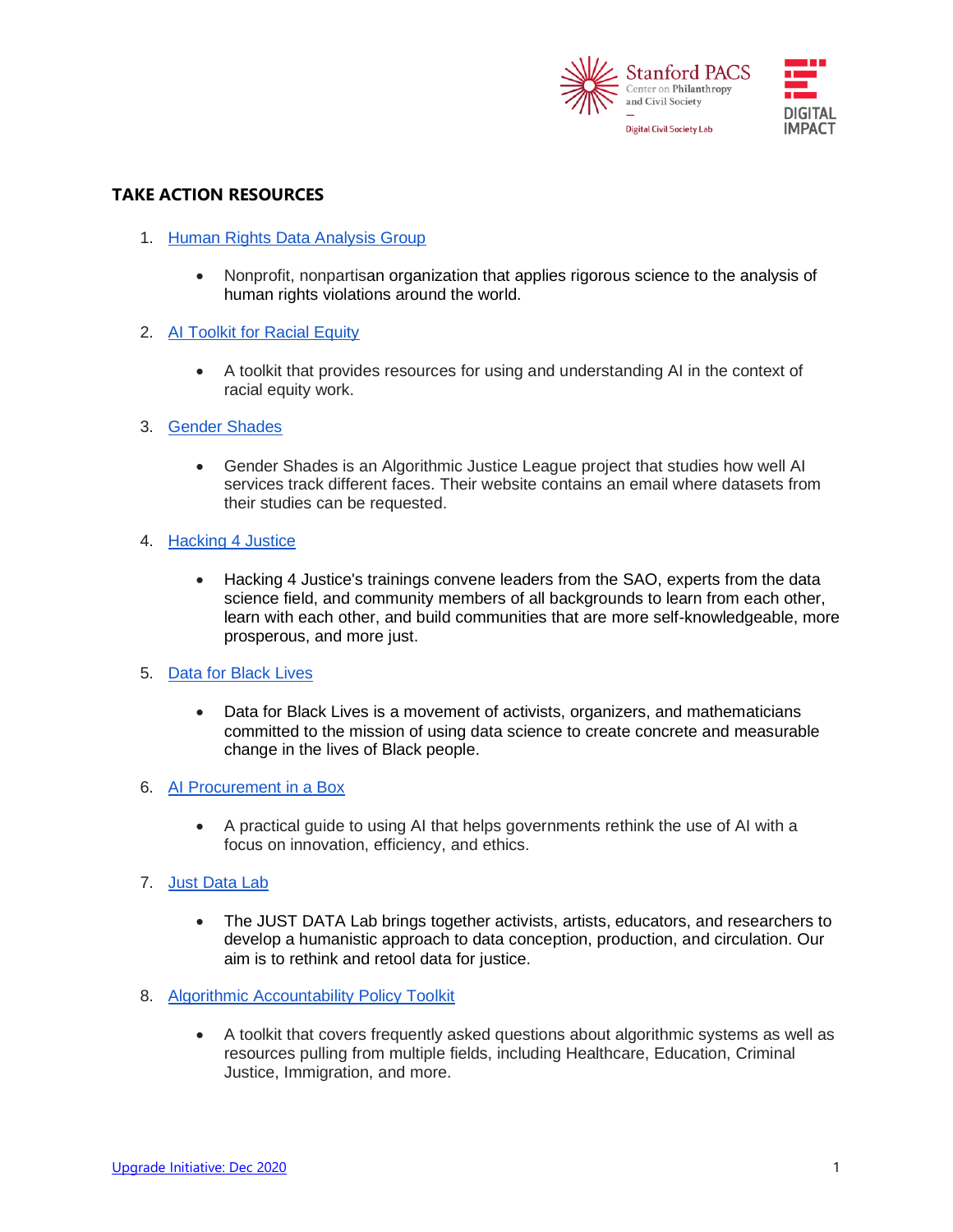## TAKE ACTION RESOURCES

1. Human Rights Data Analysis Group
   - Nonprofit, nonpartisan organization that applies rigorous science to the analysis of human rights violations around the world.
2. AI Toolkit for Racial Equity
   - A toolkit that provides resources for using and understanding AI in the context of racial equity work.
3. Gender Shades
   - Gender Shades is an Algorithmic Justice League project that studies how well AI services track different faces. Their website contains an email where datasets from their studies can be requested.
4. Hacking 4 Justice
   - Hacking 4 Justice's trainings convene leaders from the SAO, experts from the data science field, and community members of all backgrounds to learn from each other, learn with each other, and build communities that are more self-knowledgeable, more prosperous, and more just.
5. Data for Black Lives
   - Data for Black Lives is a movement of activists, organizers, and mathematicians committed to the mission of using data science to create concrete and measurable change in the lives of Black people.
6. AI Procurement in a Box
   - A practical guide to using AI that helps governments rethink the use of AI with a focus on innovation, efficiency, and ethics.
7. Just Data Lab
   - The JUST DATA Lab brings together activists, artists, educators, and researchers to develop a humanistic approach to data conception, production, and circulation. Our aim is to rethink and retool data for justice.
8. Algorithmic Accountability Policy Toolkit
   - A toolkit that covers frequently asked questions about algorithmic systems as well as resources pulling from multiple fields, including Healthcare, Education, Criminal Justice, Immigration, and more.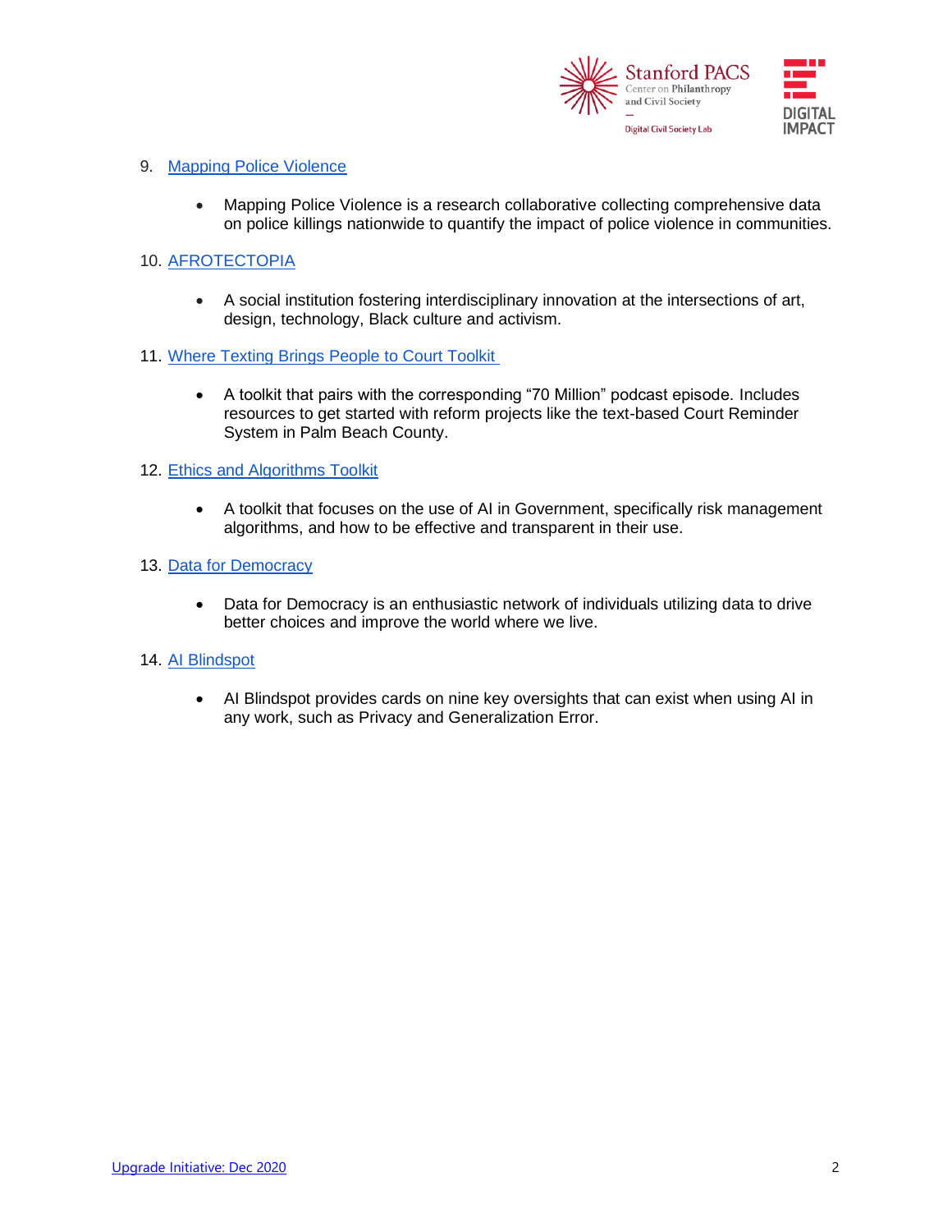9. [Mapping Police Violence]
   - Mapping Police Violence is a research collaborative collecting comprehensive data on police killings nationwide to quantify the impact of police violence in communities.

10. [AFROTECTOPIA]
    - A social institution fostering interdisciplinary innovation at the intersections of art, design, technology, Black culture and activism.

11. [Where Texting Brings People to Court Toolkit]
    - A toolkit that pairs with the corresponding "70 Million" podcast episode. Includes resources to get started with reform projects like the text-based Court Reminder System in Palm Beach County.

12. [Ethics and Algorithms Toolkit]
    - A toolkit that focuses on the use of AI in Government, specifically risk management algorithms, and how to be effective and transparent in their use.

13. [Data for Democracy]
    - Data for Democracy is an enthusiastic network of individuals utilizing data to drive better choices and improve the world where we live.

14. [AI Blindspot]
    - AI Blindspot provides cards on nine key oversights that can exist when using AI in any work, such as Privacy and Generalization Error.